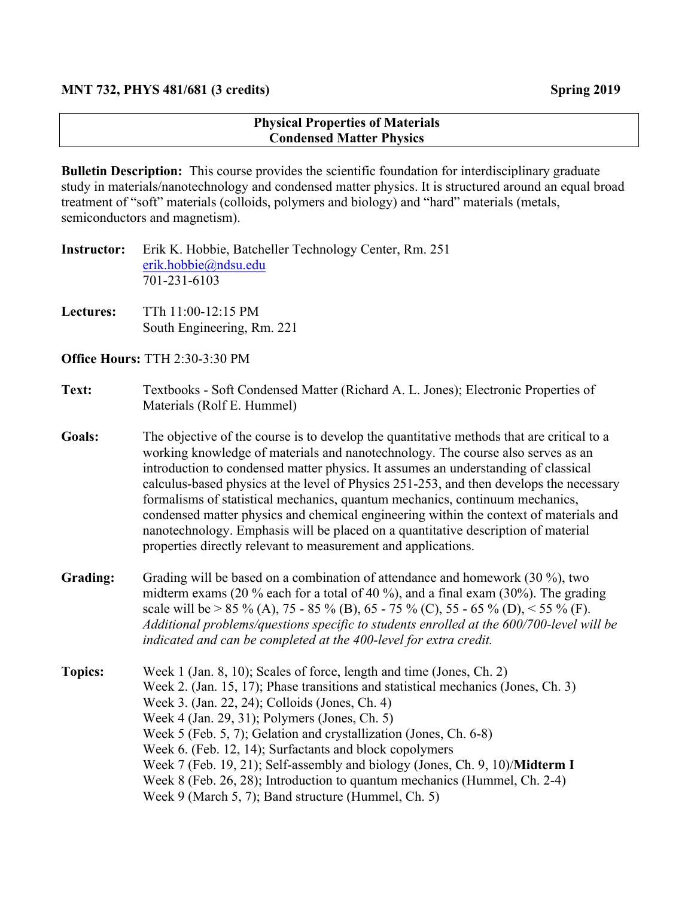**MNT 732, PHYS 481/681 (3 credits)** **Spring 2019**

## Physical Properties of Materials
## Condensed Matter Physics

**Bulletin Description:** This course provides the scientific foundation for interdisciplinary graduate study in materials/nanotechnology and condensed matter physics. It is structured around an equal broad treatment of "soft" materials (colloids, polymers and biology) and "hard" materials (metals, semiconductors and magnetism).

**Instructor:** Erik K. Hobbie, Batcheller Technology Center, Rm. 251
erik.hobbie@ndsu.edu
701-231-6103

**Lectures:** TTh 11:00-12:15 PM
South Engineering, Rm. 221

**Office Hours:** TTH 2:30-3:30 PM

**Text:** Textbooks - Soft Condensed Matter (Richard A. L. Jones); Electronic Properties of Materials (Rolf E. Hummel)

**Goals:** The objective of the course is to develop the quantitative methods that are critical to a working knowledge of materials and nanotechnology. The course also serves as an introduction to condensed matter physics. It assumes an understanding of classical calculus-based physics at the level of Physics 251-253, and then develops the necessary formalisms of statistical mechanics, quantum mechanics, continuum mechanics, condensed matter physics and chemical engineering within the context of materials and nanotechnology. Emphasis will be placed on a quantitative description of material properties directly relevant to measurement and applications.

**Grading:** Grading will be based on a combination of attendance and homework (30 %), two midterm exams (20 % each for a total of 40 %), and a final exam (30%). The grading scale will be > 85 % (A), 75 - 85 % (B), 65 - 75 % (C), 55 - 65 % (D), < 55 % (F). *Additional problems/questions specific to students enrolled at the 600/700-level will be indicated and can be completed at the 400-level for extra credit.*

**Topics:**
Week 1 (Jan. 8, 10); Scales of force, length and time (Jones, Ch. 2)
Week 2. (Jan. 15, 17); Phase transitions and statistical mechanics (Jones, Ch. 3)
Week 3. (Jan. 22, 24); Colloids (Jones, Ch. 4)
Week 4 (Jan. 29, 31); Polymers (Jones, Ch. 5)
Week 5 (Feb. 5, 7); Gelation and crystallization (Jones, Ch. 6-8)
Week 6. (Feb. 12, 14); Surfactants and block copolymers
Week 7 (Feb. 19, 21); Self-assembly and biology (Jones, Ch. 9, 10)/**Midterm I**
Week 8 (Feb. 26, 28); Introduction to quantum mechanics (Hummel, Ch. 2-4)
Week 9 (March 5, 7); Band structure (Hummel, Ch. 5)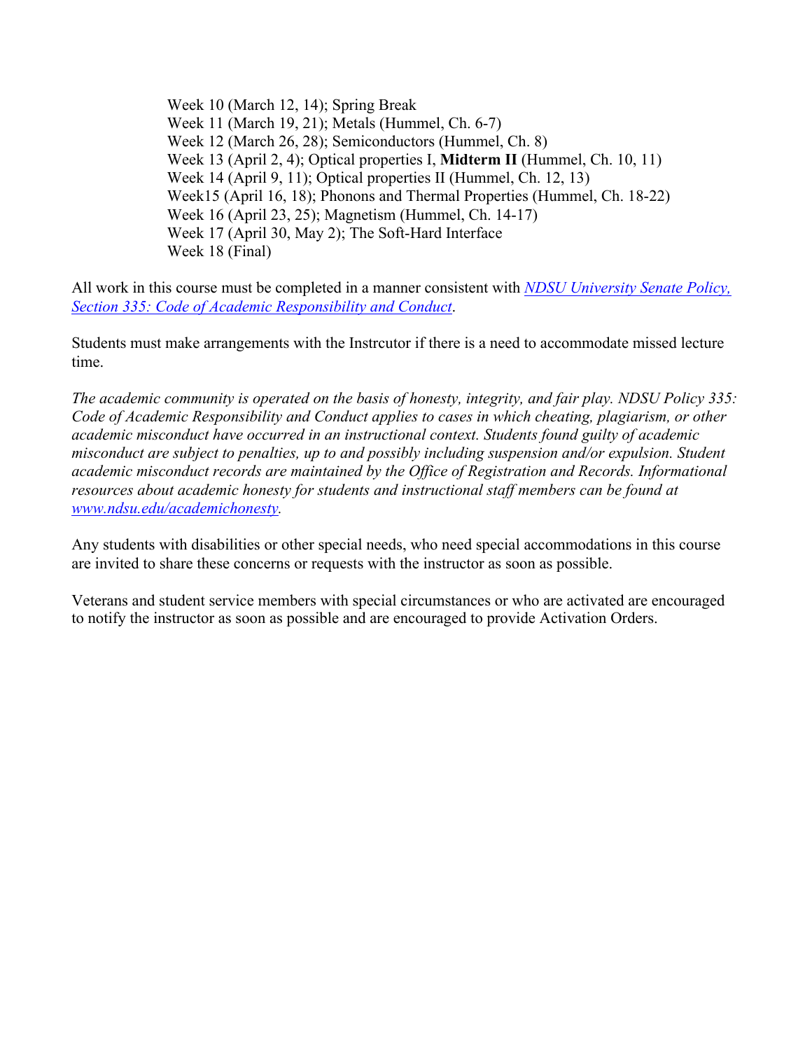Week 10 (March 12, 14); Spring Break
Week 11 (March 19, 21); Metals (Hummel, Ch. 6-7)
Week 12 (March 26, 28); Semiconductors (Hummel, Ch. 8)
Week 13 (April 2, 4); Optical properties I, **Midterm II** (Hummel, Ch. 10, 11)
Week 14 (April 9, 11); Optical properties II (Hummel, Ch. 12, 13)
Week15 (April 16, 18); Phonons and Thermal Properties (Hummel, Ch. 18-22)
Week 16 (April 23, 25); Magnetism (Hummel, Ch. 14-17)
Week 17 (April 30, May 2); The Soft-Hard Interface
Week 18 (Final)

All work in this course must be completed in a manner consistent with *NDSU University Senate Policy, Section 335: Code of Academic Responsibility and Conduct*.

Students must make arrangements with the Instrcutor if there is a need to accommodate missed lecture time.

*The academic community is operated on the basis of honesty, integrity, and fair play. NDSU Policy 335: Code of Academic Responsibility and Conduct applies to cases in which cheating, plagiarism, or other academic misconduct have occurred in an instructional context. Students found guilty of academic misconduct are subject to penalties, up to and possibly including suspension and/or expulsion. Student academic misconduct records are maintained by the Office of Registration and Records. Informational resources about academic honesty for students and instructional staff members can be found at www.ndsu.edu/academichonesty.*

Any students with disabilities or other special needs, who need special accommodations in this course are invited to share these concerns or requests with the instructor as soon as possible.

Veterans and student service members with special circumstances or who are activated are encouraged to notify the instructor as soon as possible and are encouraged to provide Activation Orders.